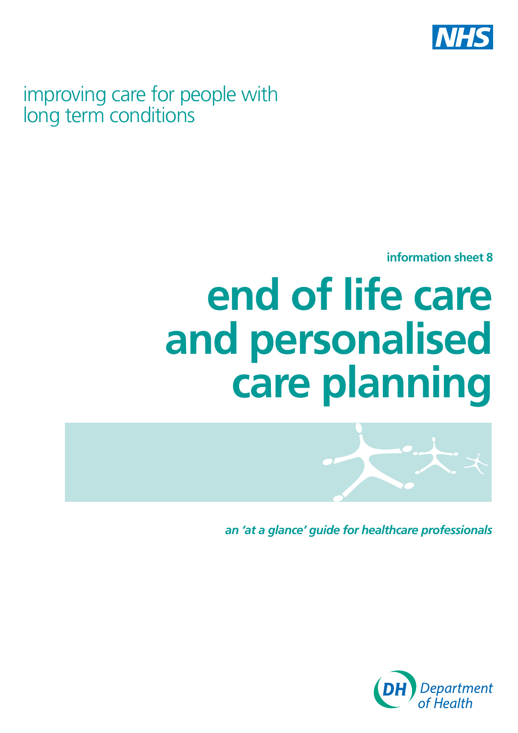NHS

improving care for people with long term conditions

**information sheet 8**

# end of life care and personalised care planning

***an 'at a glance' guide for healthcare professionals***

DH Department of Health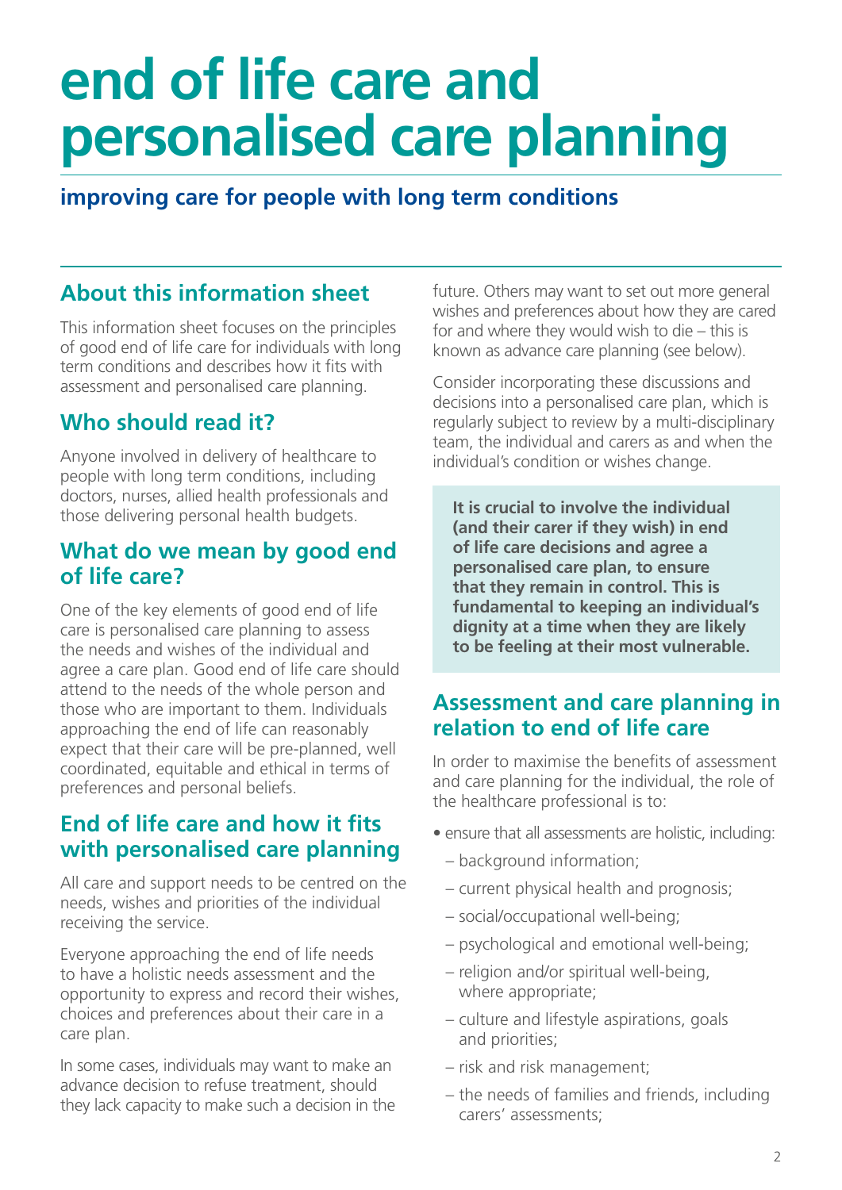# end of life care and personalised care planning

## improving care for people with long term conditions

## About this information sheet

This information sheet focuses on the principles of good end of life care for individuals with long term conditions and describes how it fits with assessment and personalised care planning.

## Who should read it?

Anyone involved in delivery of healthcare to people with long term conditions, including doctors, nurses, allied health professionals and those delivering personal health budgets.

## What do we mean by good end of life care?

One of the key elements of good end of life care is personalised care planning to assess the needs and wishes of the individual and agree a care plan. Good end of life care should attend to the needs of the whole person and those who are important to them. Individuals approaching the end of life can reasonably expect that their care will be pre-planned, well coordinated, equitable and ethical in terms of preferences and personal beliefs.

## End of life care and how it fits with personalised care planning

All care and support needs to be centred on the needs, wishes and priorities of the individual receiving the service.

Everyone approaching the end of life needs to have a holistic needs assessment and the opportunity to express and record their wishes, choices and preferences about their care in a care plan.

In some cases, individuals may want to make an advance decision to refuse treatment, should they lack capacity to make such a decision in the future. Others may want to set out more general wishes and preferences about how they are cared for and where they would wish to die – this is known as advance care planning (see below).

Consider incorporating these discussions and decisions into a personalised care plan, which is regularly subject to review by a multi-disciplinary team, the individual and carers as and when the individual's condition or wishes change.

**It is crucial to involve the individual (and their carer if they wish) in end of life care decisions and agree a personalised care plan, to ensure that they remain in control. This is fundamental to keeping an individual's dignity at a time when they are likely to be feeling at their most vulnerable.**

## Assessment and care planning in relation to end of life care

In order to maximise the benefits of assessment and care planning for the individual, the role of the healthcare professional is to:

- ensure that all assessments are holistic, including:
  - background information;
  - current physical health and prognosis;
  - social/occupational well-being;
  - psychological and emotional well-being;
  - religion and/or spiritual well-being, where appropriate;
  - culture and lifestyle aspirations, goals and priorities;
  - risk and risk management;
  - the needs of families and friends, including carers' assessments;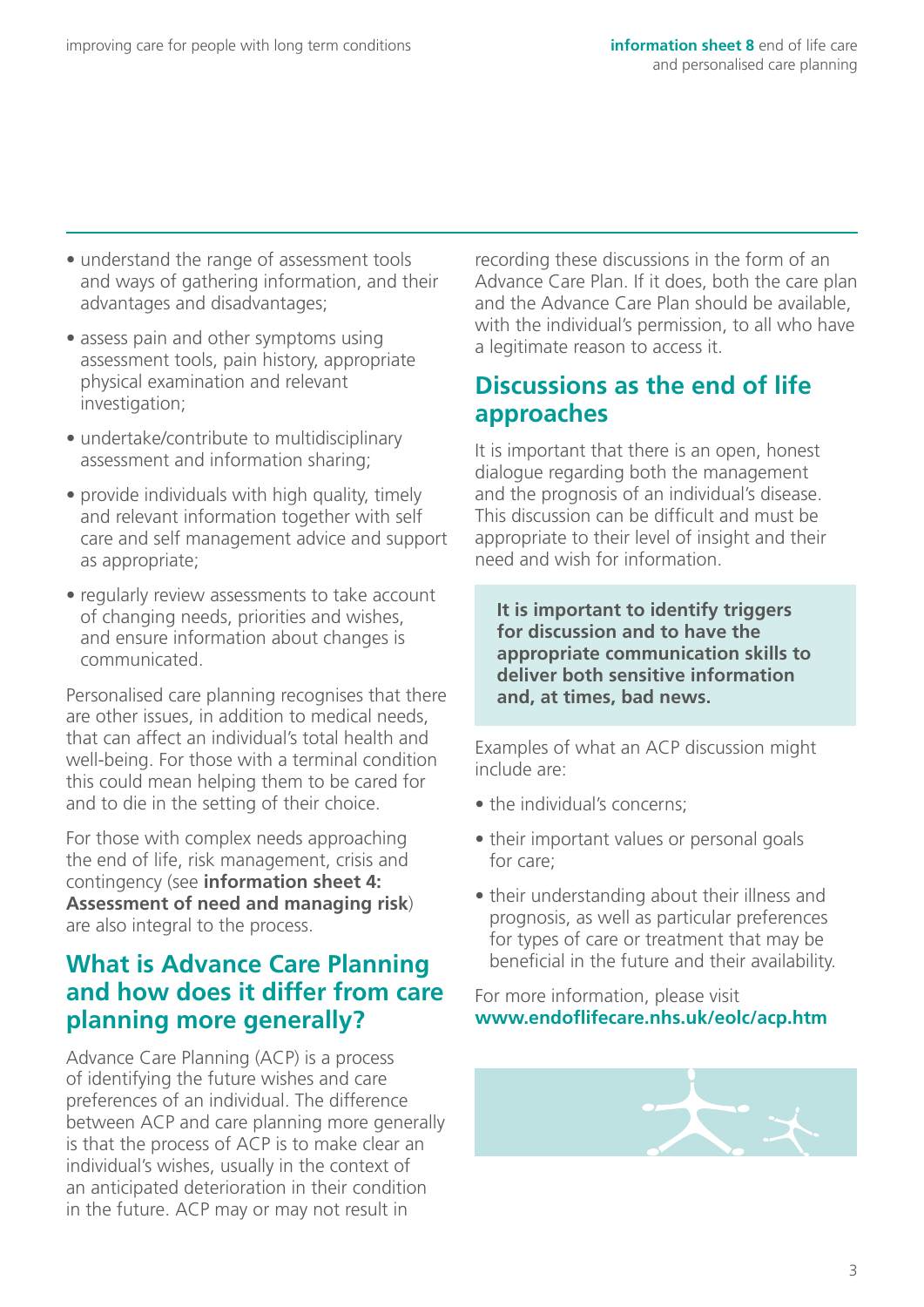- understand the range of assessment tools and ways of gathering information, and their advantages and disadvantages;
- assess pain and other symptoms using assessment tools, pain history, appropriate physical examination and relevant investigation;
- undertake/contribute to multidisciplinary assessment and information sharing;
- provide individuals with high quality, timely and relevant information together with self care and self management advice and support as appropriate;
- regularly review assessments to take account of changing needs, priorities and wishes, and ensure information about changes is communicated.

Personalised care planning recognises that there are other issues, in addition to medical needs, that can affect an individual's total health and well-being. For those with a terminal condition this could mean helping them to be cared for and to die in the setting of their choice.

For those with complex needs approaching the end of life, risk management, crisis and contingency (see **information sheet 4: Assessment of need and managing risk**) are also integral to the process.

## What is Advance Care Planning and how does it differ from care planning more generally?

Advance Care Planning (ACP) is a process of identifying the future wishes and care preferences of an individual. The difference between ACP and care planning more generally is that the process of ACP is to make clear an individual's wishes, usually in the context of an anticipated deterioration in their condition in the future. ACP may or may not result in recording these discussions in the form of an Advance Care Plan. If it does, both the care plan and the Advance Care Plan should be available, with the individual's permission, to all who have a legitimate reason to access it.

## Discussions as the end of life approaches

It is important that there is an open, honest dialogue regarding both the management and the prognosis of an individual's disease. This discussion can be difficult and must be appropriate to their level of insight and their need and wish for information.

**It is important to identify triggers for discussion and to have the appropriate communication skills to deliver both sensitive information and, at times, bad news.**

Examples of what an ACP discussion might include are:

- the individual's concerns;
- their important values or personal goals for care;
- their understanding about their illness and prognosis, as well as particular preferences for types of care or treatment that may be beneficial in the future and their availability.

For more information, please visit **www.endoflifecare.nhs.uk/eolc/acp.htm**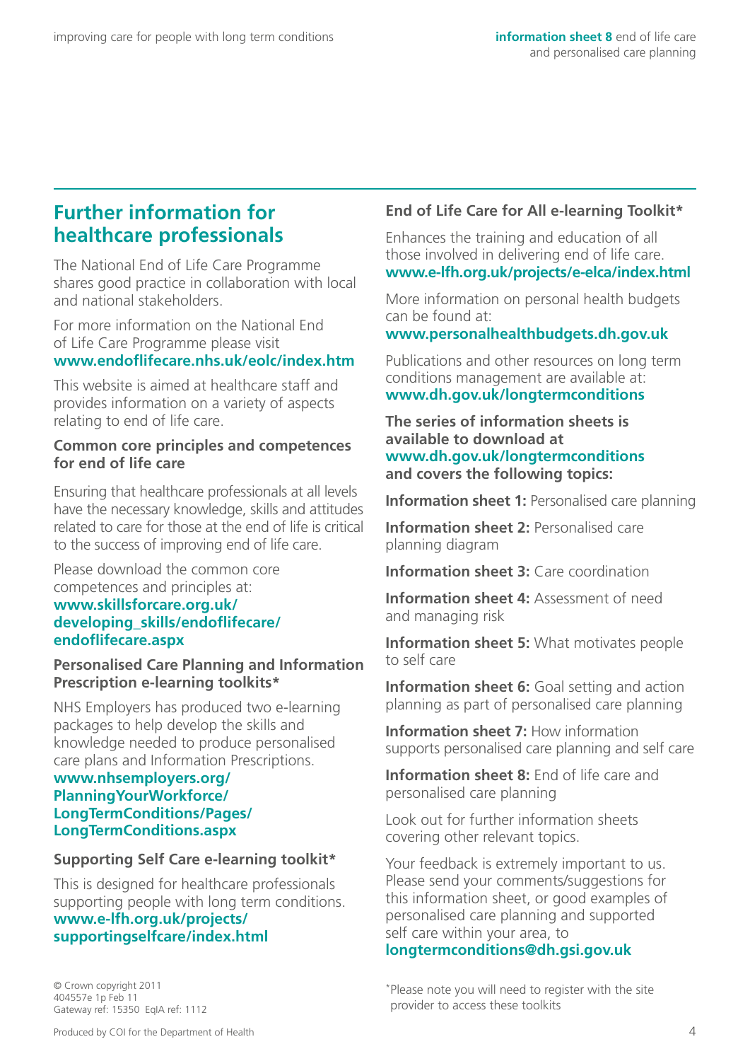## Further information for healthcare professionals

The National End of Life Care Programme shares good practice in collaboration with local and national stakeholders.

For more information on the National End of Life Care Programme please visit **www.endoflifecare.nhs.uk/eolc/index.htm**

This website is aimed at healthcare staff and provides information on a variety of aspects relating to end of life care.

### Common core principles and competences for end of life care

Ensuring that healthcare professionals at all levels have the necessary knowledge, skills and attitudes related to care for those at the end of life is critical to the success of improving end of life care.

Please download the common core competences and principles at: **www.skillsforcare.org.uk/developing_skills/endoflifecare/endoflifecare.aspx**

### Personalised Care Planning and Information Prescription e-learning toolkits*

NHS Employers has produced two e-learning packages to help develop the skills and knowledge needed to produce personalised care plans and Information Prescriptions. **www.nhsemployers.org/PlanningYourWorkforce/LongTermConditions/Pages/LongTermConditions.aspx**

### Supporting Self Care e-learning toolkit*

This is designed for healthcare professionals supporting people with long term conditions. **www.e-lfh.org.uk/projects/supportingselfcare/index.html**

### End of Life Care for All e-learning Toolkit*

Enhances the training and education of all those involved in delivering end of life care. **www.e-lfh.org.uk/projects/e-elca/index.html**

More information on personal health budgets can be found at: **www.personalhealthbudgets.dh.gov.uk**

Publications and other resources on long term conditions management are available at: **www.dh.gov.uk/longtermconditions**

**The series of information sheets is available to download at www.dh.gov.uk/longtermconditions and covers the following topics:**

**Information sheet 1:** Personalised care planning

**Information sheet 2:** Personalised care planning diagram

**Information sheet 3:** Care coordination

**Information sheet 4:** Assessment of need and managing risk

**Information sheet 5:** What motivates people to self care

**Information sheet 6:** Goal setting and action planning as part of personalised care planning

**Information sheet 7:** How information supports personalised care planning and self care

**Information sheet 8:** End of life care and personalised care planning

Look out for further information sheets covering other relevant topics.

Your feedback is extremely important to us. Please send your comments/suggestions for this information sheet, or good examples of personalised care planning and supported self care within your area, to **longtermconditions@dh.gsi.gov.uk**

*Please note you will need to register with the site provider to access these toolkits

© Crown copyright 2011
404557e 1p Feb 11
Gateway ref: 15350 EqIA ref: 1112

Produced by COI for the Department of Health